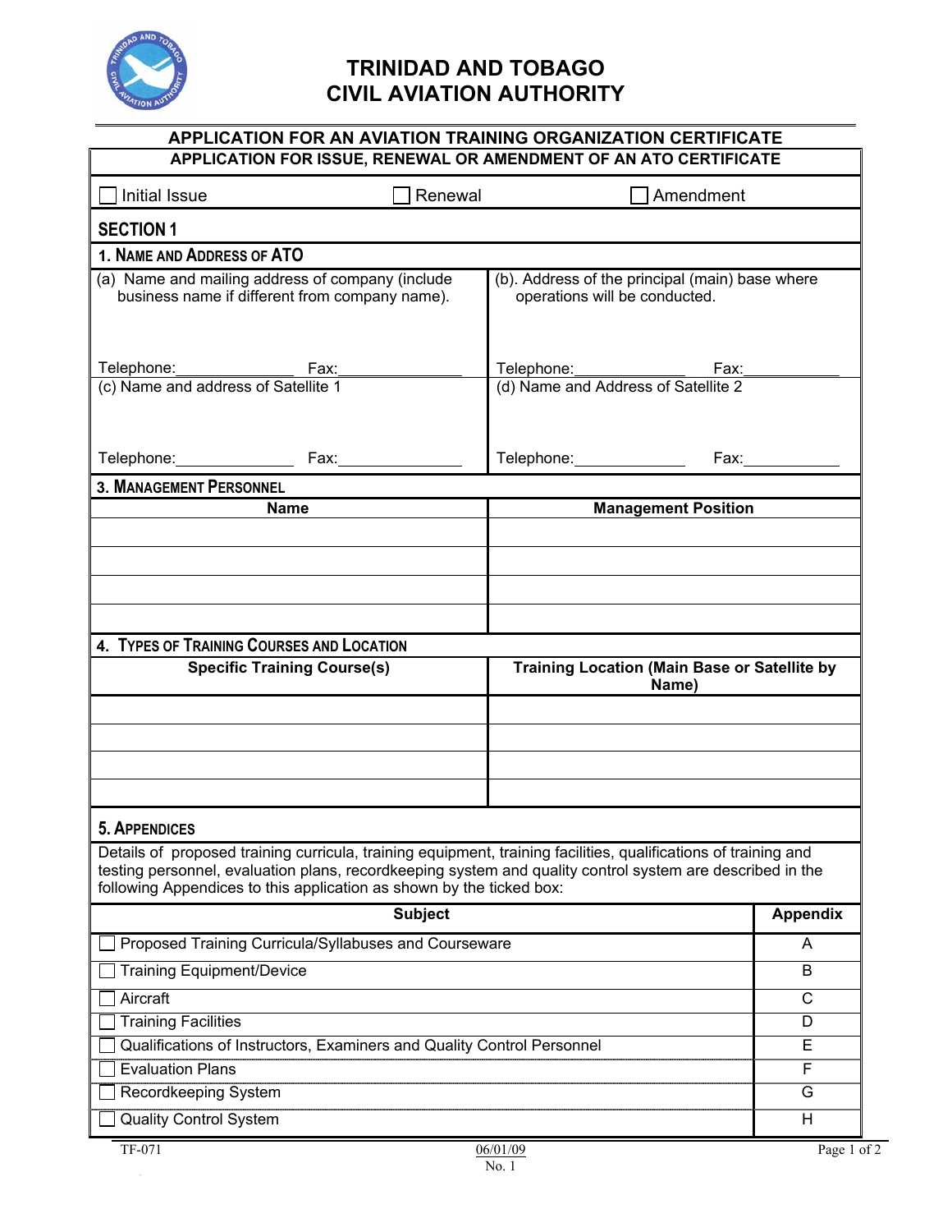# TRINIDAD AND TOBAGO
# CIVIL AVIATION AUTHORITY

## APPLICATION FOR AN AVIATION TRAINING ORGANIZATION CERTIFICATE

### APPLICATION FOR ISSUE, RENEWAL OR AMENDMENT OF AN ATO CERTIFICATE

☐ Initial Issue ☐ Renewal ☐ Amendment

## SECTION 1

### 1. NAME AND ADDRESS OF ATO

| (a) Name and mailing address of company (include business name if different from company name). | (b). Address of the principal (main) base where operations will be conducted. |
|---|---|
| Telephone:______________ Fax:______________ | Telephone:______________ Fax:______________ |
| (c) Name and address of Satellite 1 | (d) Name and Address of Satellite 2 |
| Telephone:______________ Fax:______________ | Telephone:______________ Fax:______________ |

### 3. MANAGEMENT PERSONNEL

| Name | Management Position |
|---|---|
| | |
| | |
| | |
| | |

### 4. TYPES OF TRAINING COURSES AND LOCATION

| Specific Training Course(s) | Training Location (Main Base or Satellite by Name) |
|---|---|
| | |
| | |
| | |
| | |

### 5. APPENDICES

Details of proposed training curricula, training equipment, training facilities, qualifications of training and testing personnel, evaluation plans, recordkeeping system and quality control system are described in the following Appendices to this application as shown by the ticked box:

| Subject | Appendix |
|---|---|
| ☐ Proposed Training Curricula/Syllabuses and Courseware | A |
| ☐ Training Equipment/Device | B |
| ☐ Aircraft | C |
| ☐ Training Facilities | D |
| ☐ Qualifications of Instructors, Examiners and Quality Control Personnel | E |
| ☐ Evaluation Plans | F |
| ☐ Recordkeeping System | G |
| ☐ Quality Control System | H |

TF-071 06/01/09 No. 1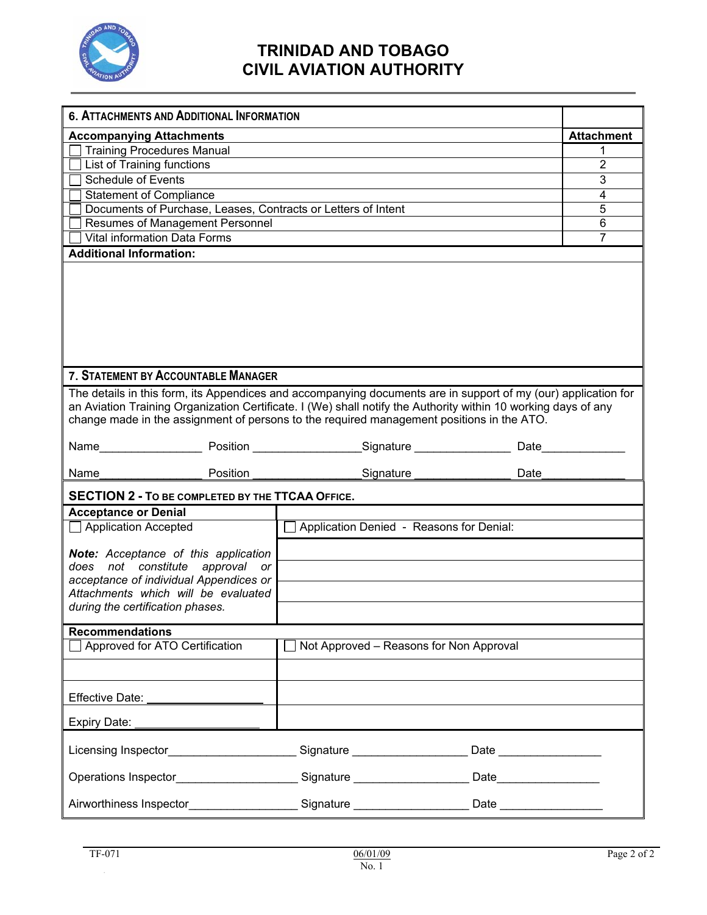# TRINIDAD AND TOBAGO CIVIL AVIATION AUTHORITY

## 6. ATTACHMENTS AND ADDITIONAL INFORMATION

| Accompanying Attachments | Attachment |
|---|---|
| ☐ Training Procedures Manual | 1 |
| ☐ List of Training functions | 2 |
| ☐ Schedule of Events | 3 |
| ☐ Statement of Compliance | 4 |
| ☐ Documents of Purchase, Leases, Contracts or Letters of Intent | 5 |
| ☐ Resumes of Management Personnel | 6 |
| ☐ Vital information Data Forms | 7 |

**Additional Information:**

## 7. STATEMENT BY ACCOUNTABLE MANAGER

The details in this form, its Appendices and accompanying documents are in support of my (our) application for an Aviation Training Organization Certificate. I (We) shall notify the Authority within 10 working days of any change made in the assignment of persons to the required management positions in the ATO.

Name________________ Position ________________Signature _______________ Date_____________

Name________________ Position ________________Signature _______________ Date_____________

## SECTION 2 - TO BE COMPLETED BY THE TTCAA OFFICE.

| Acceptance or Denial | |
|---|---|
| ☐ Application Accepted | ☐ Application Denied - Reasons for Denial: |
| ***Note:*** *Acceptance of this application does not constitute approval or acceptance of individual Appendices or Attachments which will be evaluated during the certification phases.* | |

| Recommendations | |
|---|---|
| ☐ Approved for ATO Certification | ☐ Not Approved – Reasons for Non Approval |
| | |
| Effective Date: __________________ | |
| Expiry Date: ___________________ | |

Licensing Inspector____________________ Signature _________________ Date ________________

Operations Inspector__________________ Signature _________________ Date________________

Airworthiness Inspector________________ Signature _________________ Date ________________

TF-071 06/01/09 No. 1